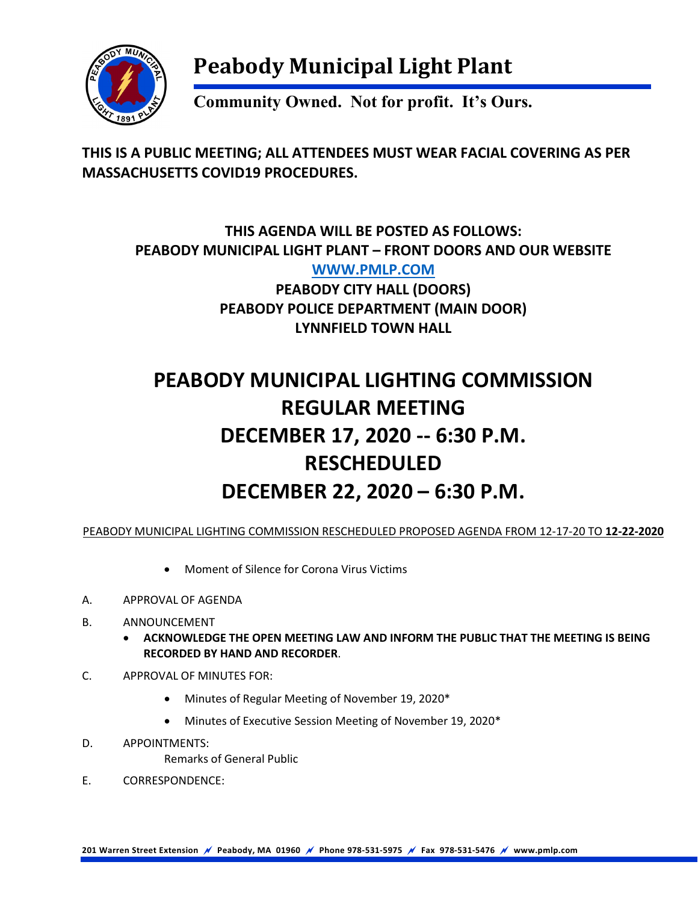# Peabody Municipal Light Plant

**Community Owned. Not for profit. It's Ours.**

**THIS IS A PUBLIC MEETING; ALL ATTENDEES MUST WEAR FACIAL COVERING AS PER MASSACHUSETTS COVID19 PROCEDURES.**

**THIS AGENDA WILL BE POSTED AS FOLLOWS:**
**PEABODY MUNICIPAL LIGHT PLANT – FRONT DOORS AND OUR WEBSITE**
**WWW.PMLP.COM**
**PEABODY CITY HALL (DOORS)**
**PEABODY POLICE DEPARTMENT (MAIN DOOR)**
**LYNNFIELD TOWN HALL**

## PEABODY MUNICIPAL LIGHTING COMMISSION
## REGULAR MEETING
## DECEMBER 17, 2020 -- 6:30 P.M.
## RESCHEDULED
## DECEMBER 22, 2020 – 6:30 P.M.

PEABODY MUNICIPAL LIGHTING COMMISSION RESCHEDULED PROPOSED AGENDA FROM 12-17-20 TO **12-22-2020**

- Moment of Silence for Corona Virus Victims

A. APPROVAL OF AGENDA

B. ANNOUNCEMENT
- **ACKNOWLEDGE THE OPEN MEETING LAW AND INFORM THE PUBLIC THAT THE MEETING IS BEING RECORDED BY HAND AND RECORDER**.

C. APPROVAL OF MINUTES FOR:
- Minutes of Regular Meeting of November 19, 2020*
- Minutes of Executive Session Meeting of November 19, 2020*

D. APPOINTMENTS:
Remarks of General Public

E. CORRESPONDENCE: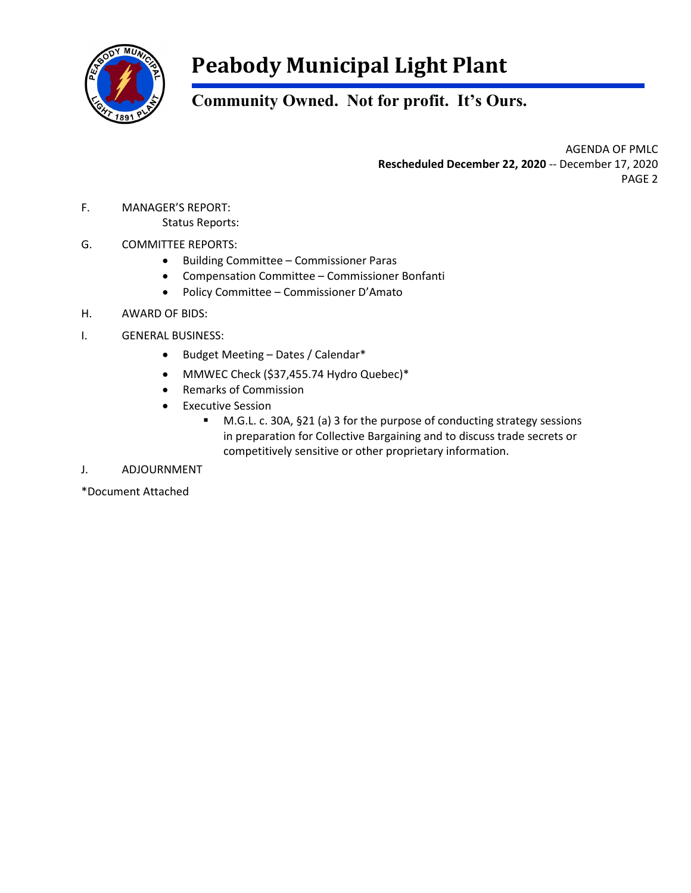AGENDA OF PMLC
**Rescheduled December 22, 2020** -- December 17, 2020

F. MANAGER'S REPORT:
   Status Reports:

G. COMMITTEE REPORTS:
   - Building Committee – Commissioner Paras
   - Compensation Committee – Commissioner Bonfanti
   - Policy Committee – Commissioner D'Amato

H. AWARD OF BIDS:

I. GENERAL BUSINESS:
   - Budget Meeting – Dates / Calendar*
   - MMWEC Check ($37,455.74 Hydro Quebec)*
   - Remarks of Commission
   - Executive Session
     - M.G.L. c. 30A, §21 (a) 3 for the purpose of conducting strategy sessions in preparation for Collective Bargaining and to discuss trade secrets or competitively sensitive or other proprietary information.

J. ADJOURNMENT

*Document Attached